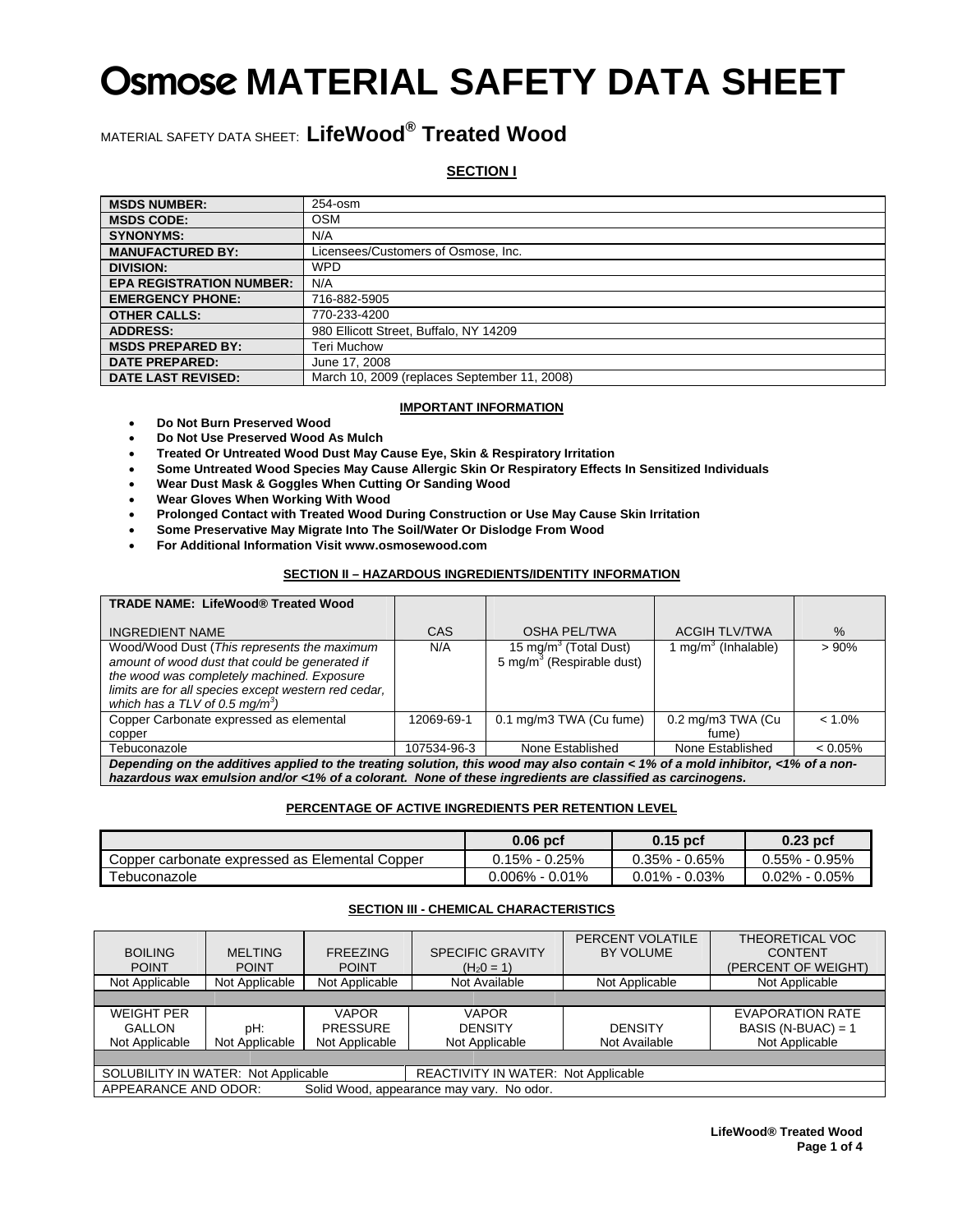// Osmose MATERIAL SAFETY DATA SHEET

# Osmose MATERIAL SAFETY DATA SHEET

MATERIAL SAFETY DATA SHEET: **LifeWood® Treated Wood**

## SECTION I

| | |
|---|---|
| **MSDS NUMBER:** | 254-osm |
| **MSDS CODE:** | OSM |
| **SYNONYMS:** | N/A |
| **MANUFACTURED BY:** | Licensees/Customers of Osmose, Inc. |
| **DIVISION:** | WPD |
| **EPA REGISTRATION NUMBER:** | N/A |
| **EMERGENCY PHONE:** | 716-882-5905 |
| **OTHER CALLS:** | 770-233-4200 |
| **ADDRESS:** | 980 Ellicott Street, Buffalo, NY 14209 |
| **MSDS PREPARED BY:** | Teri Muchow |
| **DATE PREPARED:** | June 17, 2008 |
| **DATE LAST REVISED:** | March 10, 2009 (replaces September 11, 2008) |

### IMPORTANT INFORMATION

- **Do Not Burn Preserved Wood**
- **Do Not Use Preserved Wood As Mulch**
- **Treated Or Untreated Wood Dust May Cause Eye, Skin & Respiratory Irritation**
- **Some Untreated Wood Species May Cause Allergic Skin Or Respiratory Effects In Sensitized Individuals**
- **Wear Dust Mask & Goggles When Cutting Or Sanding Wood**
- **Wear Gloves When Working With Wood**
- **Prolonged Contact with Treated Wood During Construction or Use May Cause Skin Irritation**
- **Some Preservative May Migrate Into The Soil/Water Or Dislodge From Wood**
- **For Additional Information Visit www.osmosewood.com**

## SECTION II – HAZARDOUS INGREDIENTS/IDENTITY INFORMATION

| **TRADE NAME: LifeWood® Treated Wood**<br><br>INGREDIENT NAME | CAS | OSHA PEL/TWA | ACGIH TLV/TWA | % |
|---|---|---|---|---|
| Wood/Wood Dust (*This represents the maximum amount of wood dust that could be generated if the wood was completely machined. Exposure limits are for all species except western red cedar, which has a TLV of 0.5 mg/m³*) | N/A | 15 mg/m³ (Total Dust)<br>5 mg/m³ (Respirable dust) | 1 mg/m³ (Inhalable) | > 90% |
| Copper Carbonate expressed as elemental copper | 12069-69-1 | 0.1 mg/m3 TWA (Cu fume) | 0.2 mg/m3 TWA (Cu fume) | < 1.0% |
| Tebuconazole | 107534-96-3 | None Established | None Established | < 0.05% |

***Depending on the additives applied to the treating solution, this wood may also contain < 1% of a mold inhibitor, <1% of a non-hazardous wax emulsion and/or <1% of a colorant. None of these ingredients are classified as carcinogens.***

### PERCENTAGE OF ACTIVE INGREDIENTS PER RETENTION LEVEL

| | **0.06 pcf** | **0.15 pcf** | **0.23 pcf** |
|---|---|---|---|
| Copper carbonate expressed as Elemental Copper | 0.15% - 0.25% | 0.35% - 0.65% | 0.55% - 0.95% |
| Tebuconazole | 0.006% - 0.01% | 0.01% - 0.03% | 0.02% - 0.05% |

## SECTION III - CHEMICAL CHARACTERISTICS

| BOILING POINT | MELTING POINT | FREEZING POINT | SPECIFIC GRAVITY ($H_2O = 1$) | PERCENT VOLATILE BY VOLUME | THEORETICAL VOC CONTENT (PERCENT OF WEIGHT) |
|---|---|---|---|---|---|
| Not Applicable | Not Applicable | Not Applicable | Not Available | Not Applicable | Not Applicable |
| **WEIGHT PER GALLON** | **pH:** | **VAPOR PRESSURE** | **VAPOR DENSITY** | **DENSITY** | **EVAPORATION RATE BASIS (N-BUAC) = 1** |
| Not Applicable | Not Applicable | Not Applicable | Not Applicable | Not Available | Not Applicable |

SOLUBILITY IN WATER: Not Applicable

REACTIVITY IN WATER: Not Applicable

APPEARANCE AND ODOR: Solid Wood, appearance may vary. No odor.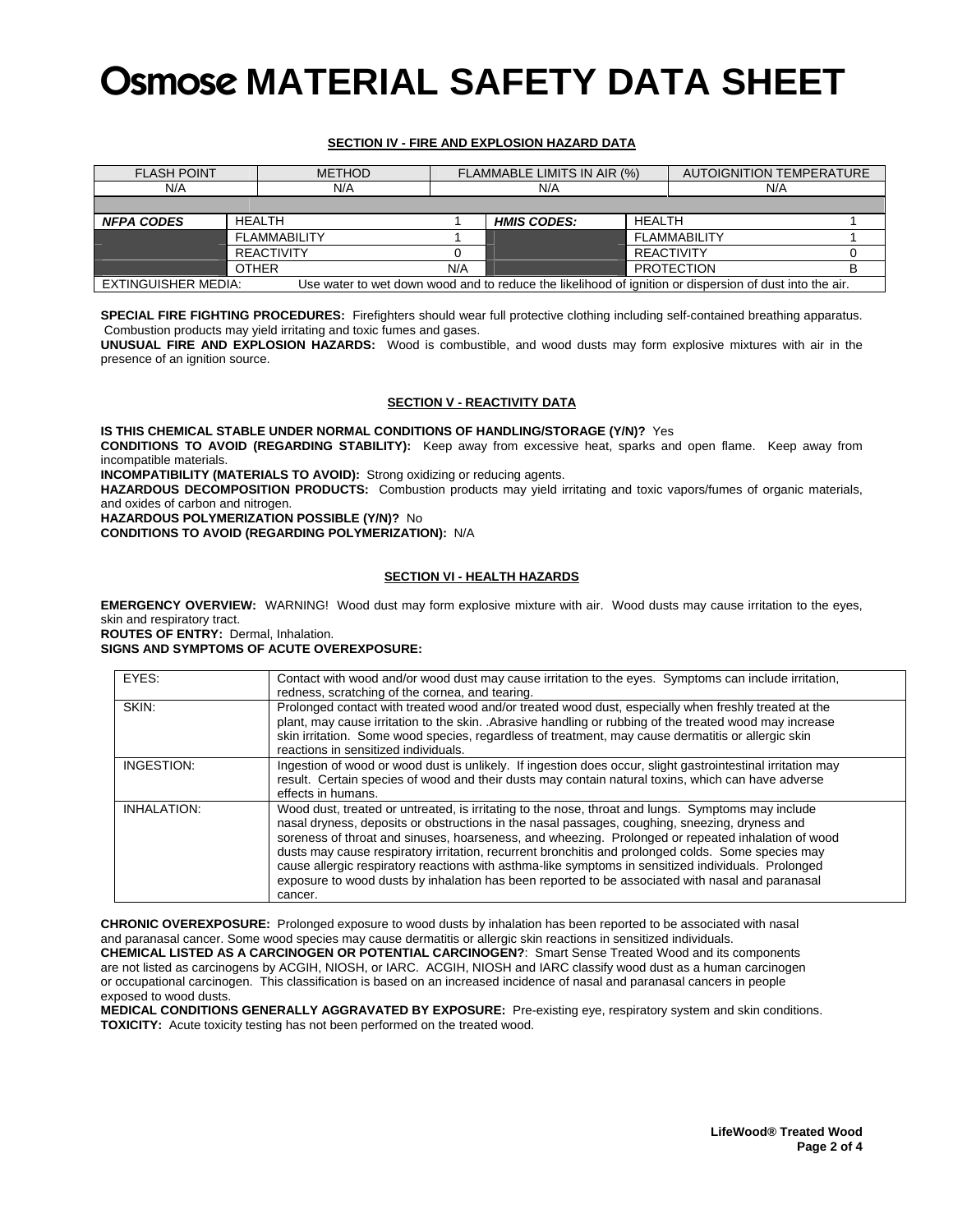# Osmose MATERIAL SAFETY DATA SHEET

## SECTION IV - FIRE AND EXPLOSION HAZARD DATA

| FLASH POINT | METHOD | FLAMMABLE LIMITS IN AIR (%) | AUTOIGNITION TEMPERATURE |
|---|---|---|---|
| N/A | N/A | N/A | N/A |

| ***NFPA CODES*** | HEALTH | 1 | ***HMIS CODES:*** | HEALTH | 1 |
|---|---|---|---|---|---|
| | FLAMMABILITY | 1 | | FLAMMABILITY | 1 |
| | REACTIVITY | 0 | | REACTIVITY | 0 |
| | OTHER | N/A | | PROTECTION | B |
| EXTINGUISHER MEDIA: | Use water to wet down wood and to reduce the likelihood of ignition or dispersion of dust into the air. | | | | |

**SPECIAL FIRE FIGHTING PROCEDURES:** Firefighters should wear full protective clothing including self-contained breathing apparatus. Combustion products may yield irritating and toxic fumes and gases.

**UNUSUAL FIRE AND EXPLOSION HAZARDS:** Wood is combustible, and wood dusts may form explosive mixtures with air in the presence of an ignition source.

## SECTION V - REACTIVITY DATA

**IS THIS CHEMICAL STABLE UNDER NORMAL CONDITIONS OF HANDLING/STORAGE (Y/N)?** Yes

**CONDITIONS TO AVOID (REGARDING STABILITY):** Keep away from excessive heat, sparks and open flame. Keep away from incompatible materials.

**INCOMPATIBILITY (MATERIALS TO AVOID):** Strong oxidizing or reducing agents.

**HAZARDOUS DECOMPOSITION PRODUCTS:** Combustion products may yield irritating and toxic vapors/fumes of organic materials, and oxides of carbon and nitrogen.

**HAZARDOUS POLYMERIZATION POSSIBLE (Y/N)?** No

**CONDITIONS TO AVOID (REGARDING POLYMERIZATION):** N/A

## SECTION VI - HEALTH HAZARDS

**EMERGENCY OVERVIEW:** WARNING! Wood dust may form explosive mixture with air. Wood dusts may cause irritation to the eyes, skin and respiratory tract.

**ROUTES OF ENTRY:** Dermal, Inhalation.

**SIGNS AND SYMPTOMS OF ACUTE OVEREXPOSURE:**

| | |
|---|---|
| EYES: | Contact with wood and/or wood dust may cause irritation to the eyes. Symptoms can include irritation, redness, scratching of the cornea, and tearing. |
| SKIN: | Prolonged contact with treated wood and/or treated wood dust, especially when freshly treated at the plant, may cause irritation to the skin. .Abrasive handling or rubbing of the treated wood may increase skin irritation. Some wood species, regardless of treatment, may cause dermatitis or allergic skin reactions in sensitized individuals. |
| INGESTION: | Ingestion of wood or wood dust is unlikely. If ingestion does occur, slight gastrointestinal irritation may result. Certain species of wood and their dusts may contain natural toxins, which can have adverse effects in humans. |
| INHALATION: | Wood dust, treated or untreated, is irritating to the nose, throat and lungs. Symptoms may include nasal dryness, deposits or obstructions in the nasal passages, coughing, sneezing, dryness and soreness of throat and sinuses, hoarseness, and wheezing. Prolonged or repeated inhalation of wood dusts may cause respiratory irritation, recurrent bronchitis and prolonged colds. Some species may cause allergic respiratory reactions with asthma-like symptoms in sensitized individuals. Prolonged exposure to wood dusts by inhalation has been reported to be associated with nasal and paranasal cancer. |

**CHRONIC OVEREXPOSURE:** Prolonged exposure to wood dusts by inhalation has been reported to be associated with nasal and paranasal cancer. Some wood species may cause dermatitis or allergic skin reactions in sensitized individuals.

**CHEMICAL LISTED AS A CARCINOGEN OR POTENTIAL CARCINOGEN?**: Smart Sense Treated Wood and its components are not listed as carcinogens by ACGIH, NIOSH, or IARC. ACGIH, NIOSH and IARC classify wood dust as a human carcinogen or occupational carcinogen. This classification is based on an increased incidence of nasal and paranasal cancers in people exposed to wood dusts.

**MEDICAL CONDITIONS GENERALLY AGGRAVATED BY EXPOSURE:** Pre-existing eye, respiratory system and skin conditions.

**TOXICITY:** Acute toxicity testing has not been performed on the treated wood.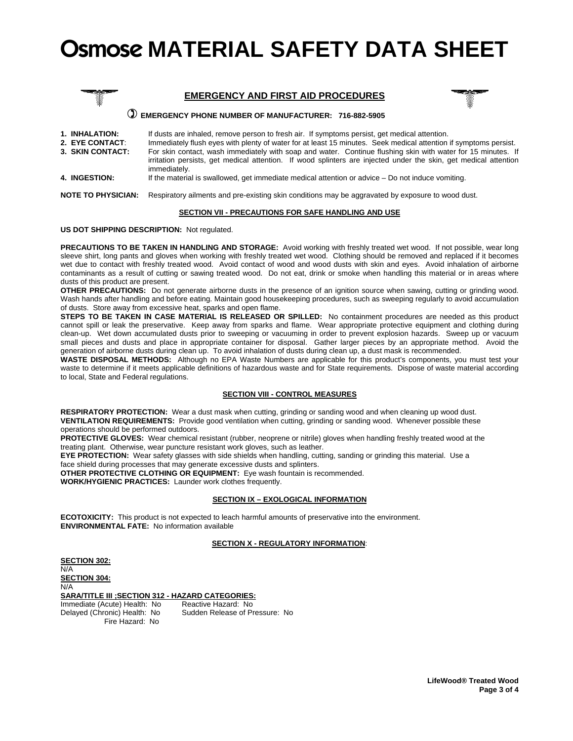# Osmose MATERIAL SAFETY DATA SHEET

## EMERGENCY AND FIRST AID PROCEDURES

**EMERGENCY PHONE NUMBER OF MANUFACTURER: 716-882-5905**

**1. INHALATION:** If dusts are inhaled, remove person to fresh air. If symptoms persist, get medical attention.

**2. EYE CONTACT**: Immediately flush eyes with plenty of water for at least 15 minutes. Seek medical attention if symptoms persist.

**3. SKIN CONTACT:** For skin contact, wash immediately with soap and water. Continue flushing skin with water for 15 minutes. If irritation persists, get medical attention. If wood splinters are injected under the skin, get medical attention immediately.

**4. INGESTION:** If the material is swallowed, get immediate medical attention or advice – Do not induce vomiting.

**NOTE TO PHYSICIAN:** Respiratory ailments and pre-existing skin conditions may be aggravated by exposure to wood dust.

### SECTION VII - PRECAUTIONS FOR SAFE HANDLING AND USE

**US DOT SHIPPING DESCRIPTION:** Not regulated.

**PRECAUTIONS TO BE TAKEN IN HANDLING AND STORAGE:** Avoid working with freshly treated wet wood. If not possible, wear long sleeve shirt, long pants and gloves when working with freshly treated wet wood. Clothing should be removed and replaced if it becomes wet due to contact with freshly treated wood. Avoid contact of wood and wood dusts with skin and eyes. Avoid inhalation of airborne contaminants as a result of cutting or sawing treated wood. Do not eat, drink or smoke when handling this material or in areas where dusts of this product are present.

**OTHER PRECAUTIONS:** Do not generate airborne dusts in the presence of an ignition source when sawing, cutting or grinding wood. Wash hands after handling and before eating. Maintain good housekeeping procedures, such as sweeping regularly to avoid accumulation of dusts. Store away from excessive heat, sparks and open flame.

**STEPS TO BE TAKEN IN CASE MATERIAL IS RELEASED OR SPILLED:** No containment procedures are needed as this product cannot spill or leak the preservative. Keep away from sparks and flame. Wear appropriate protective equipment and clothing during clean-up. Wet down accumulated dusts prior to sweeping or vacuuming in order to prevent explosion hazards. Sweep up or vacuum small pieces and dusts and place in appropriate container for disposal. Gather larger pieces by an appropriate method. Avoid the generation of airborne dusts during clean up. To avoid inhalation of dusts during clean up, a dust mask is recommended.

**WASTE DISPOSAL METHODS:** Although no EPA Waste Numbers are applicable for this product's components, you must test your waste to determine if it meets applicable definitions of hazardous waste and for State requirements. Dispose of waste material according to local, State and Federal regulations.

### SECTION VIII - CONTROL MEASURES

**RESPIRATORY PROTECTION:** Wear a dust mask when cutting, grinding or sanding wood and when cleaning up wood dust.
**VENTILATION REQUIREMENTS:** Provide good ventilation when cutting, grinding or sanding wood. Whenever possible these operations should be performed outdoors.
**PROTECTIVE GLOVES:** Wear chemical resistant (rubber, neoprene or nitrile) gloves when handling freshly treated wood at the treating plant. Otherwise, wear puncture resistant work gloves, such as leather.
**EYE PROTECTION:** Wear safety glasses with side shields when handling, cutting, sanding or grinding this material. Use a face shield during processes that may generate excessive dusts and splinters.
**OTHER PROTECTIVE CLOTHING OR EQUIPMENT:** Eye wash fountain is recommended.
**WORK/HYGIENIC PRACTICES:** Launder work clothes frequently.

### SECTION IX – EXOLOGICAL INFORMATION

**ECOTOXICITY:** This product is not expected to leach harmful amounts of preservative into the environment.
**ENVIRONMENTAL FATE:** No information available

### SECTION X - REGULATORY INFORMATION:

**SECTION 302:**
N/A
**SECTION 304:**
N/A
**SARA/TITLE III ;SECTION 312 - HAZARD CATEGORIES:**

Immediate (Acute) Health: No
Delayed (Chronic) Health: No
Fire Hazard: No
Reactive Hazard: No
Sudden Release of Pressure: No

LifeWood® Treated Wood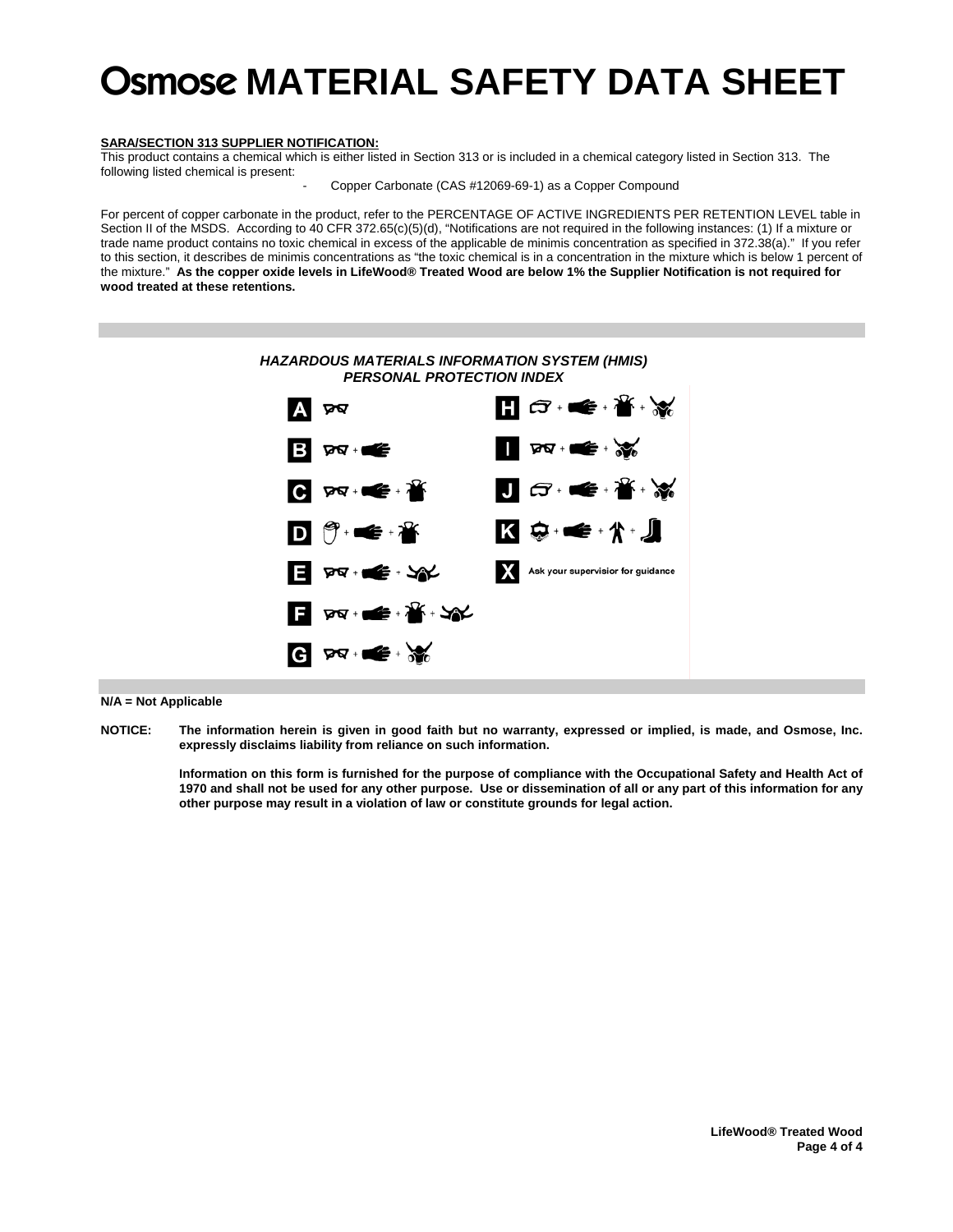# Osmose MATERIAL SAFETY DATA SHEET

**SARA/SECTION 313 SUPPLIER NOTIFICATION:**

This product contains a chemical which is either listed in Section 313 or is included in a chemical category listed in Section 313. The following listed chemical is present:

- Copper Carbonate (CAS #12069-69-1) as a Copper Compound

For percent of copper carbonate in the product, refer to the PERCENTAGE OF ACTIVE INGREDIENTS PER RETENTION LEVEL table in Section II of the MSDS. According to 40 CFR 372.65(c)(5)(d), "Notifications are not required in the following instances: (1) If a mixture or trade name product contains no toxic chemical in excess of the applicable de minimis concentration as specified in 372.38(a)." If you refer to this section, it describes de minimis concentrations as "the toxic chemical is in a concentration in the mixture which is below 1 percent of the mixture." **As the copper oxide levels in LifeWood® Treated Wood are below 1% the Supplier Notification is not required for wood treated at these retentions.**

***HAZARDOUS MATERIALS INFORMATION SYSTEM (HMIS)***
***PERSONAL PROTECTION INDEX***

A
B
C
D
E
F
G
H
I
J
K
X Ask your supervisior for guidance

**N/A = Not Applicable**

**NOTICE:** **The information herein is given in good faith but no warranty, expressed or implied, is made, and Osmose, Inc. expressly disclaims liability from reliance on such information.**

**Information on this form is furnished for the purpose of compliance with the Occupational Safety and Health Act of 1970 and shall not be used for any other purpose. Use or dissemination of all or any part of this information for any other purpose may result in a violation of law or constitute grounds for legal action.**